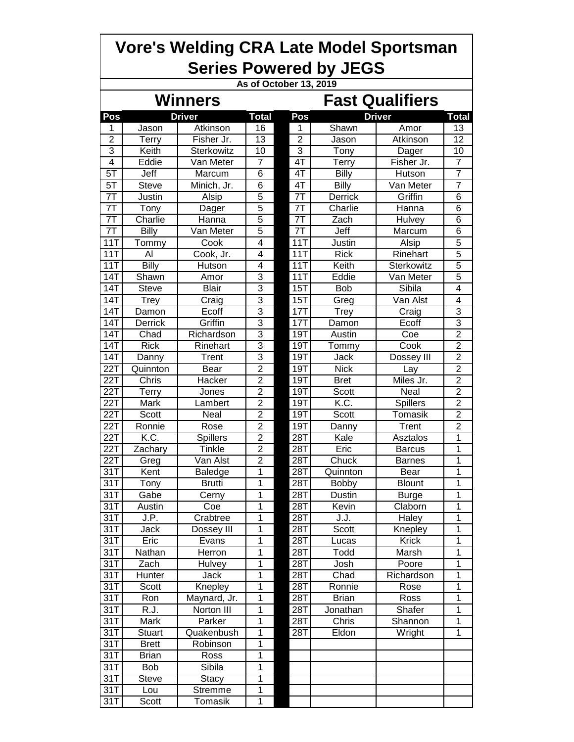# Vore's Welding CRA Late Model Sportsman Series Powered by JEGS

**As of October 13, 2019**

## Winners

| Pos | Driver | | Total |
|---|---|---|---|
| 1 | Jason | Atkinson | 16 |
| 2 | Terry | Fisher Jr. | 13 |
| 3 | Keith | Sterkowitz | 10 |
| 4 | Eddie | Van Meter | 7 |
| 5T | Jeff | Marcum | 6 |
| 5T | Steve | Minich, Jr. | 6 |
| 7T | Justin | Alsip | 5 |
| 7T | Tony | Dager | 5 |
| 7T | Charlie | Hanna | 5 |
| 7T | Billy | Van Meter | 5 |
| 11T | Tommy | Cook | 4 |
| 11T | Al | Cook, Jr. | 4 |
| 11T | Billy | Hutson | 4 |
| 14T | Shawn | Amor | 3 |
| 14T | Steve | Blair | 3 |
| 14T | Trey | Craig | 3 |
| 14T | Damon | Ecoff | 3 |
| 14T | Derrick | Griffin | 3 |
| 14T | Chad | Richardson | 3 |
| 14T | Rick | Rinehart | 3 |
| 14T | Danny | Trent | 3 |
| 22T | Quinnton | Bear | 2 |
| 22T | Chris | Hacker | 2 |
| 22T | Terry | Jones | 2 |
| 22T | Mark | Lambert | 2 |
| 22T | Scott | Neal | 2 |
| 22T | Ronnie | Rose | 2 |
| 22T | K.C. | Spillers | 2 |
| 22T | Zachary | Tinkle | 2 |
| 22T | Greg | Van Alst | 2 |
| 31T | Kent | Baledge | 1 |
| 31T | Tony | Brutti | 1 |
| 31T | Gabe | Cerny | 1 |
| 31T | Austin | Coe | 1 |
| 31T | J.P. | Crabtree | 1 |
| 31T | Jack | Dossey III | 1 |
| 31T | Eric | Evans | 1 |
| 31T | Nathan | Herron | 1 |
| 31T | Zach | Hulvey | 1 |
| 31T | Hunter | Jack | 1 |
| 31T | Scott | Knepley | 1 |
| 31T | Ron | Maynard, Jr. | 1 |
| 31T | R.J. | Norton III | 1 |
| 31T | Mark | Parker | 1 |
| 31T | Stuart | Quakenbush | 1 |
| 31T | Brett | Robinson | 1 |
| 31T | Brian | Ross | 1 |
| 31T | Bob | Sibila | 1 |
| 31T | Steve | Stacy | 1 |
| 31T | Lou | Stremme | 1 |
| 31T | Scott | Tomasik | 1 |

## Fast Qualifiers

| Pos | Driver | | Total |
|---|---|---|---|
| 1 | Shawn | Amor | 13 |
| 2 | Jason | Atkinson | 12 |
| 3 | Tony | Dager | 10 |
| 4T | Terry | Fisher Jr. | 7 |
| 4T | Billy | Hutson | 7 |
| 4T | Billy | Van Meter | 7 |
| 7T | Derrick | Griffin | 6 |
| 7T | Charlie | Hanna | 6 |
| 7T | Zach | Hulvey | 6 |
| 7T | Jeff | Marcum | 6 |
| 11T | Justin | Alsip | 5 |
| 11T | Rick | Rinehart | 5 |
| 11T | Keith | Sterkowitz | 5 |
| 11T | Eddie | Van Meter | 5 |
| 15T | Bob | Sibila | 4 |
| 15T | Greg | Van Alst | 4 |
| 17T | Trey | Craig | 3 |
| 17T | Damon | Ecoff | 3 |
| 19T | Austin | Coe | 2 |
| 19T | Tommy | Cook | 2 |
| 19T | Jack | Dossey III | 2 |
| 19T | Nick | Lay | 2 |
| 19T | Bret | Miles Jr. | 2 |
| 19T | Scott | Neal | 2 |
| 19T | K.C. | Spillers | 2 |
| 19T | Scott | Tomasik | 2 |
| 19T | Danny | Trent | 2 |
| 28T | Kale | Asztalos | 1 |
| 28T | Eric | Barcus | 1 |
| 28T | Chuck | Barnes | 1 |
| 28T | Quinnton | Bear | 1 |
| 28T | Bobby | Blount | 1 |
| 28T | Dustin | Burge | 1 |
| 28T | Kevin | Claborn | 1 |
| 28T | J.J. | Haley | 1 |
| 28T | Scott | Knepley | 1 |
| 28T | Lucas | Krick | 1 |
| 28T | Todd | Marsh | 1 |
| 28T | Josh | Poore | 1 |
| 28T | Chad | Richardson | 1 |
| 28T | Ronnie | Rose | 1 |
| 28T | Brian | Ross | 1 |
| 28T | Jonathan | Shafer | 1 |
| 28T | Chris | Shannon | 1 |
| 28T | Eldon | Wright | 1 |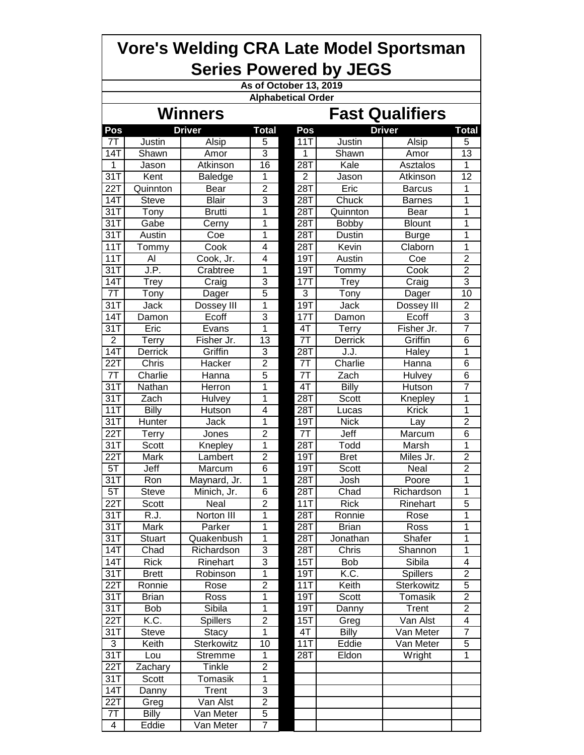# Vore's Welding CRA Late Model Sportsman Series Powered by JEGS

**As of October 13, 2019**

**Alphabetical Order**

## Winners

| Pos | Driver | | Total |
|---|---|---|---|
| 7T | Justin | Alsip | 5 |
| 14T | Shawn | Amor | 3 |
| 1 | Jason | Atkinson | 16 |
| 31T | Kent | Baledge | 1 |
| 22T | Quinnton | Bear | 2 |
| 14T | Steve | Blair | 3 |
| 31T | Tony | Brutti | 1 |
| 31T | Gabe | Cerny | 1 |
| 31T | Austin | Coe | 1 |
| 11T | Tommy | Cook | 4 |
| 11T | Al | Cook, Jr. | 4 |
| 31T | J.P. | Crabtree | 1 |
| 14T | Trey | Craig | 3 |
| 7T | Tony | Dager | 5 |
| 31T | Jack | Dossey III | 1 |
| 14T | Damon | Ecoff | 3 |
| 31T | Eric | Evans | 1 |
| 2 | Terry | Fisher Jr. | 13 |
| 14T | Derrick | Griffin | 3 |
| 22T | Chris | Hacker | 2 |
| 7T | Charlie | Hanna | 5 |
| 31T | Nathan | Herron | 1 |
| 31T | Zach | Hulvey | 1 |
| 11T | Billy | Hutson | 4 |
| 31T | Hunter | Jack | 1 |
| 22T | Terry | Jones | 2 |
| 31T | Scott | Knepley | 1 |
| 22T | Mark | Lambert | 2 |
| 5T | Jeff | Marcum | 6 |
| 31T | Ron | Maynard, Jr. | 1 |
| 5T | Steve | Minich, Jr. | 6 |
| 22T | Scott | Neal | 2 |
| 31T | R.J. | Norton III | 1 |
| 31T | Mark | Parker | 1 |
| 31T | Stuart | Quakenbush | 1 |
| 14T | Chad | Richardson | 3 |
| 14T | Rick | Rinehart | 3 |
| 31T | Brett | Robinson | 1 |
| 22T | Ronnie | Rose | 2 |
| 31T | Brian | Ross | 1 |
| 31T | Bob | Sibila | 1 |
| 22T | K.C. | Spillers | 2 |
| 31T | Steve | Stacy | 1 |
| 3 | Keith | Sterkowitz | 10 |
| 31T | Lou | Stremme | 1 |
| 22T | Zachary | Tinkle | 2 |
| 31T | Scott | Tomasik | 1 |
| 14T | Danny | Trent | 3 |
| 22T | Greg | Van Alst | 2 |
| 7T | Billy | Van Meter | 5 |
| 4 | Eddie | Van Meter | 7 |

## Fast Qualifiers

| Pos | Driver | | Total |
|---|---|---|---|
| 11T | Justin | Alsip | 5 |
| 1 | Shawn | Amor | 13 |
| 28T | Kale | Asztalos | 1 |
| 2 | Jason | Atkinson | 12 |
| 28T | Eric | Barcus | 1 |
| 28T | Chuck | Barnes | 1 |
| 28T | Quinnton | Bear | 1 |
| 28T | Bobby | Blount | 1 |
| 28T | Dustin | Burge | 1 |
| 28T | Kevin | Claborn | 1 |
| 19T | Austin | Coe | 2 |
| 19T | Tommy | Cook | 2 |
| 17T | Trey | Craig | 3 |
| 3 | Tony | Dager | 10 |
| 19T | Jack | Dossey III | 2 |
| 17T | Damon | Ecoff | 3 |
| 4T | Terry | Fisher Jr. | 7 |
| 7T | Derrick | Griffin | 6 |
| 28T | J.J. | Haley | 1 |
| 7T | Charlie | Hanna | 6 |
| 7T | Zach | Hulvey | 6 |
| 4T | Billy | Hutson | 7 |
| 28T | Scott | Knepley | 1 |
| 28T | Lucas | Krick | 1 |
| 19T | Nick | Lay | 2 |
| 7T | Jeff | Marcum | 6 |
| 28T | Todd | Marsh | 1 |
| 19T | Bret | Miles Jr. | 2 |
| 19T | Scott | Neal | 2 |
| 28T | Josh | Poore | 1 |
| 28T | Chad | Richardson | 1 |
| 11T | Rick | Rinehart | 5 |
| 28T | Ronnie | Rose | 1 |
| 28T | Brian | Ross | 1 |
| 28T | Jonathan | Shafer | 1 |
| 28T | Chris | Shannon | 1 |
| 15T | Bob | Sibila | 4 |
| 19T | K.C. | Spillers | 2 |
| 11T | Keith | Sterkowitz | 5 |
| 19T | Scott | Tomasik | 2 |
| 19T | Danny | Trent | 2 |
| 15T | Greg | Van Alst | 4 |
| 4T | Billy | Van Meter | 7 |
| 11T | Eddie | Van Meter | 5 |
| 28T | Eldon | Wright | 1 |